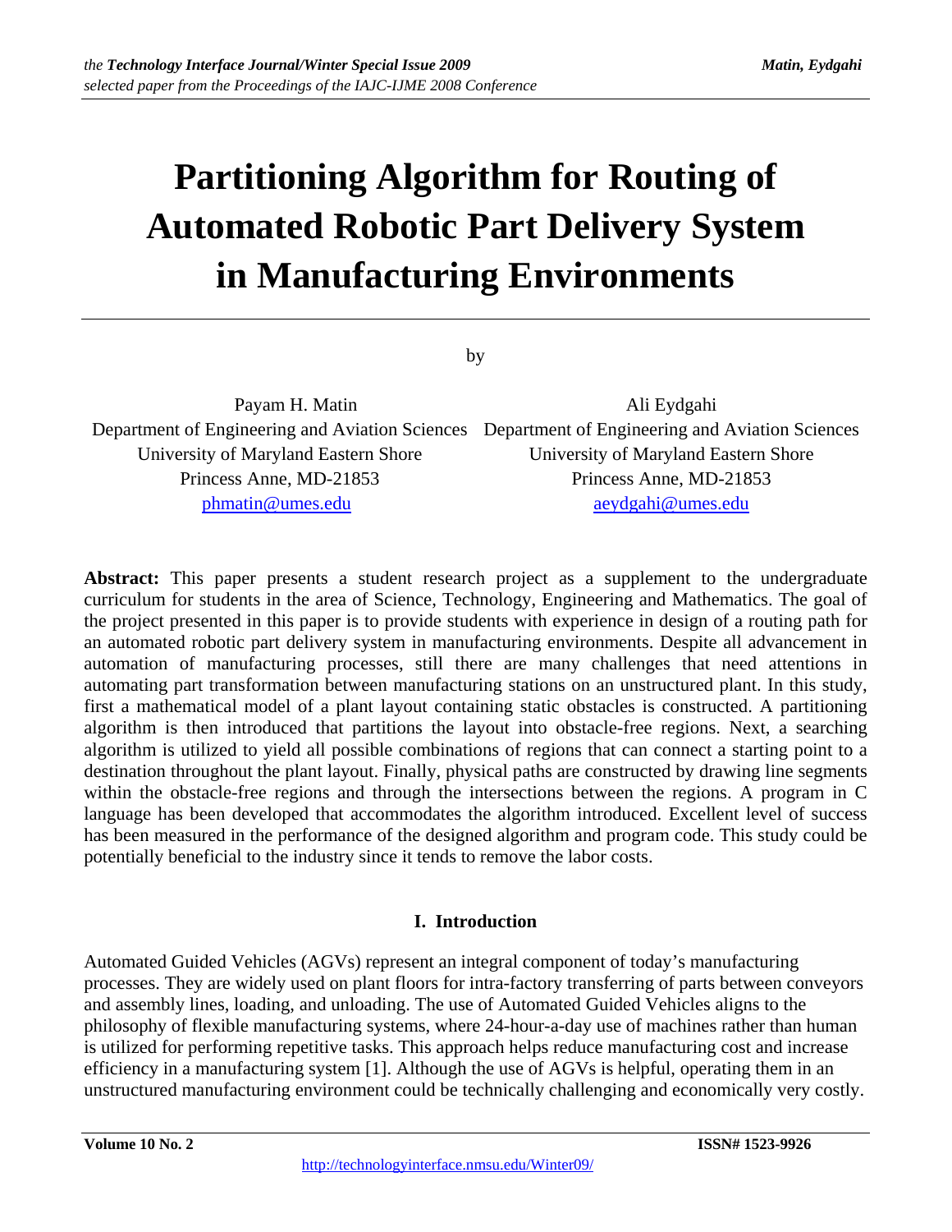# Partitioning Algorithm for Routing of Automated Robotic Part Delivery System in Manufacturing Environments

by

Payam H. Matin
Department of Engineering and Aviation Sciences
University of Maryland Eastern Shore
Princess Anne, MD-21853
phmatin@umes.edu

Ali Eydgahi
Department of Engineering and Aviation Sciences
University of Maryland Eastern Shore
Princess Anne, MD-21853
aeydgahi@umes.edu

**Abstract:** This paper presents a student research project as a supplement to the undergraduate curriculum for students in the area of Science, Technology, Engineering and Mathematics. The goal of the project presented in this paper is to provide students with experience in design of a routing path for an automated robotic part delivery system in manufacturing environments. Despite all advancement in automation of manufacturing processes, still there are many challenges that need attentions in automating part transformation between manufacturing stations on an unstructured plant. In this study, first a mathematical model of a plant layout containing static obstacles is constructed. A partitioning algorithm is then introduced that partitions the layout into obstacle-free regions. Next, a searching algorithm is utilized to yield all possible combinations of regions that can connect a starting point to a destination throughout the plant layout. Finally, physical paths are constructed by drawing line segments within the obstacle-free regions and through the intersections between the regions. A program in C language has been developed that accommodates the algorithm introduced. Excellent level of success has been measured in the performance of the designed algorithm and program code. This study could be potentially beneficial to the industry since it tends to remove the labor costs.

## I. Introduction

Automated Guided Vehicles (AGVs) represent an integral component of today's manufacturing processes. They are widely used on plant floors for intra-factory transferring of parts between conveyors and assembly lines, loading, and unloading. The use of Automated Guided Vehicles aligns to the philosophy of flexible manufacturing systems, where 24-hour-a-day use of machines rather than human is utilized for performing repetitive tasks. This approach helps reduce manufacturing cost and increase efficiency in a manufacturing system [1]. Although the use of AGVs is helpful, operating them in an unstructured manufacturing environment could be technically challenging and economically very costly.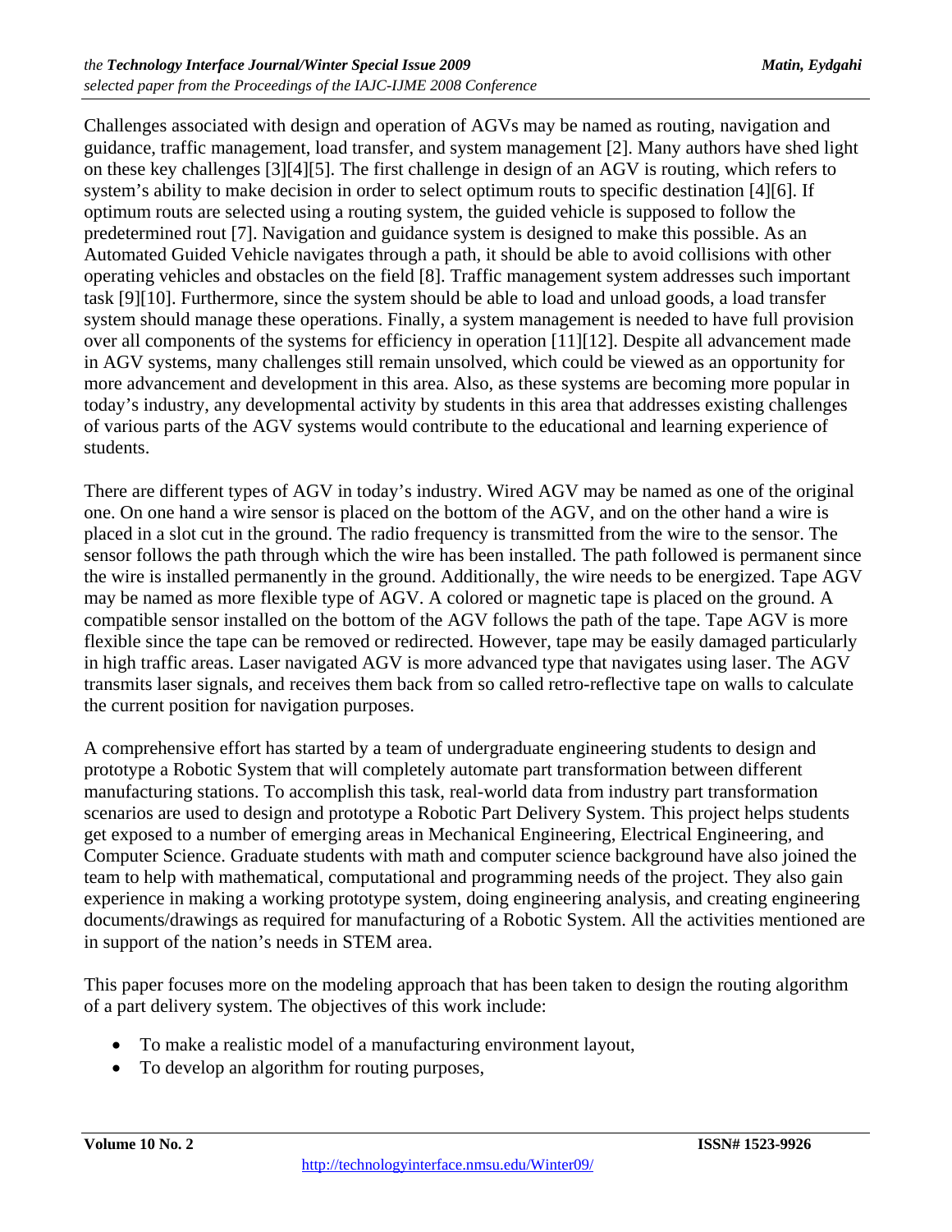Challenges associated with design and operation of AGVs may be named as routing, navigation and guidance, traffic management, load transfer, and system management [2]. Many authors have shed light on these key challenges [3][4][5]. The first challenge in design of an AGV is routing, which refers to system's ability to make decision in order to select optimum routs to specific destination [4][6]. If optimum routs are selected using a routing system, the guided vehicle is supposed to follow the predetermined rout [7]. Navigation and guidance system is designed to make this possible. As an Automated Guided Vehicle navigates through a path, it should be able to avoid collisions with other operating vehicles and obstacles on the field [8]. Traffic management system addresses such important task [9][10]. Furthermore, since the system should be able to load and unload goods, a load transfer system should manage these operations. Finally, a system management is needed to have full provision over all components of the systems for efficiency in operation [11][12]. Despite all advancement made in AGV systems, many challenges still remain unsolved, which could be viewed as an opportunity for more advancement and development in this area. Also, as these systems are becoming more popular in today's industry, any developmental activity by students in this area that addresses existing challenges of various parts of the AGV systems would contribute to the educational and learning experience of students.

There are different types of AGV in today's industry. Wired AGV may be named as one of the original one. On one hand a wire sensor is placed on the bottom of the AGV, and on the other hand a wire is placed in a slot cut in the ground. The radio frequency is transmitted from the wire to the sensor. The sensor follows the path through which the wire has been installed. The path followed is permanent since the wire is installed permanently in the ground. Additionally, the wire needs to be energized. Tape AGV may be named as more flexible type of AGV. A colored or magnetic tape is placed on the ground. A compatible sensor installed on the bottom of the AGV follows the path of the tape. Tape AGV is more flexible since the tape can be removed or redirected. However, tape may be easily damaged particularly in high traffic areas. Laser navigated AGV is more advanced type that navigates using laser. The AGV transmits laser signals, and receives them back from so called retro-reflective tape on walls to calculate the current position for navigation purposes.

A comprehensive effort has started by a team of undergraduate engineering students to design and prototype a Robotic System that will completely automate part transformation between different manufacturing stations. To accomplish this task, real-world data from industry part transformation scenarios are used to design and prototype a Robotic Part Delivery System. This project helps students get exposed to a number of emerging areas in Mechanical Engineering, Electrical Engineering, and Computer Science. Graduate students with math and computer science background have also joined the team to help with mathematical, computational and programming needs of the project. They also gain experience in making a working prototype system, doing engineering analysis, and creating engineering documents/drawings as required for manufacturing of a Robotic System. All the activities mentioned are in support of the nation's needs in STEM area.

This paper focuses more on the modeling approach that has been taken to design the routing algorithm of a part delivery system. The objectives of this work include:

- To make a realistic model of a manufacturing environment layout,
- To develop an algorithm for routing purposes,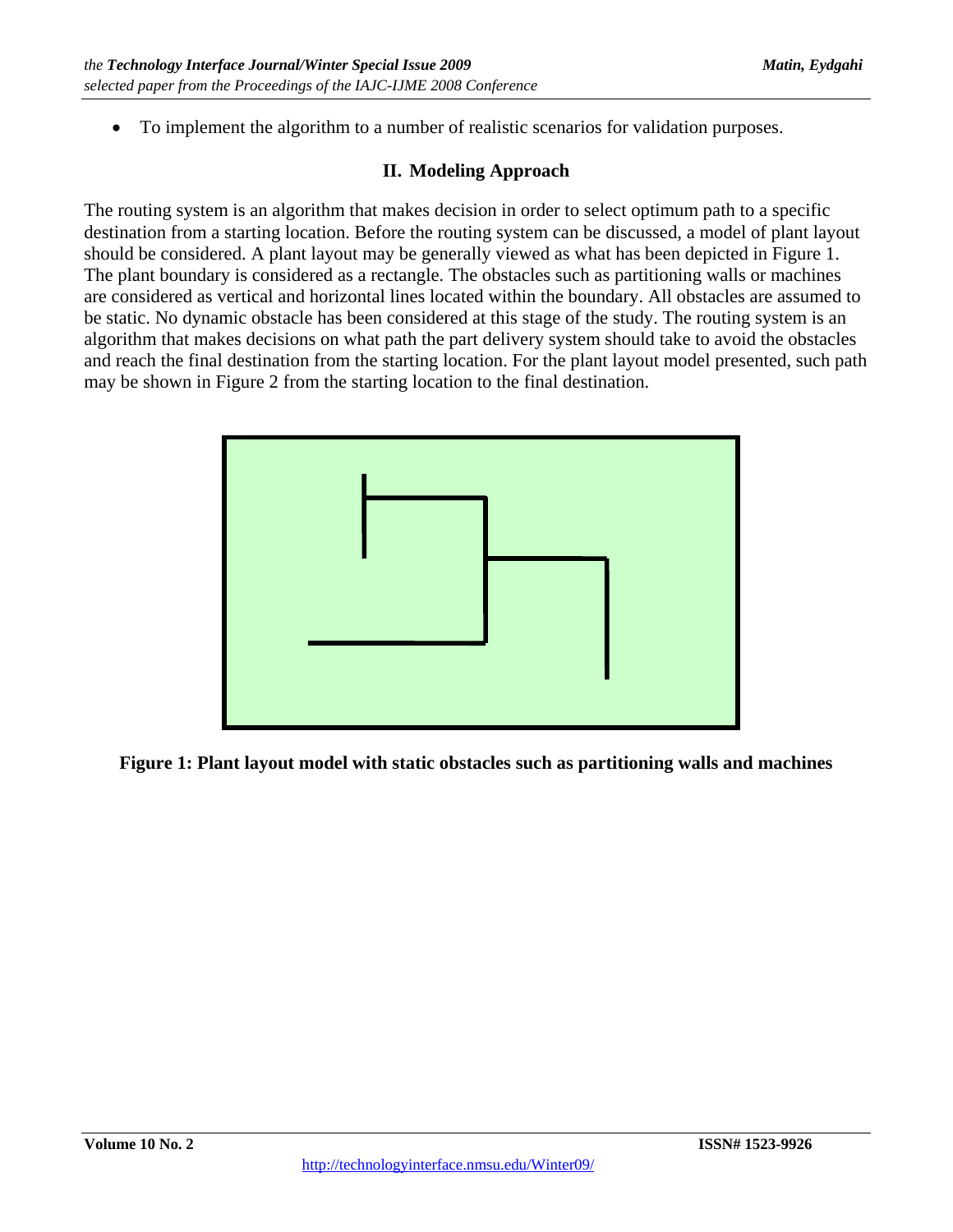- To implement the algorithm to a number of realistic scenarios for validation purposes.

## II. Modeling Approach

The routing system is an algorithm that makes decision in order to select optimum path to a specific destination from a starting location. Before the routing system can be discussed, a model of plant layout should be considered. A plant layout may be generally viewed as what has been depicted in Figure 1. The plant boundary is considered as a rectangle. The obstacles such as partitioning walls or machines are considered as vertical and horizontal lines located within the boundary. All obstacles are assumed to be static. No dynamic obstacle has been considered at this stage of the study. The routing system is an algorithm that makes decisions on what path the part delivery system should take to avoid the obstacles and reach the final destination from the starting location. For the plant layout model presented, such path may be shown in Figure 2 from the starting location to the final destination.

**Figure 1: Plant layout model with static obstacles such as partitioning walls and machines**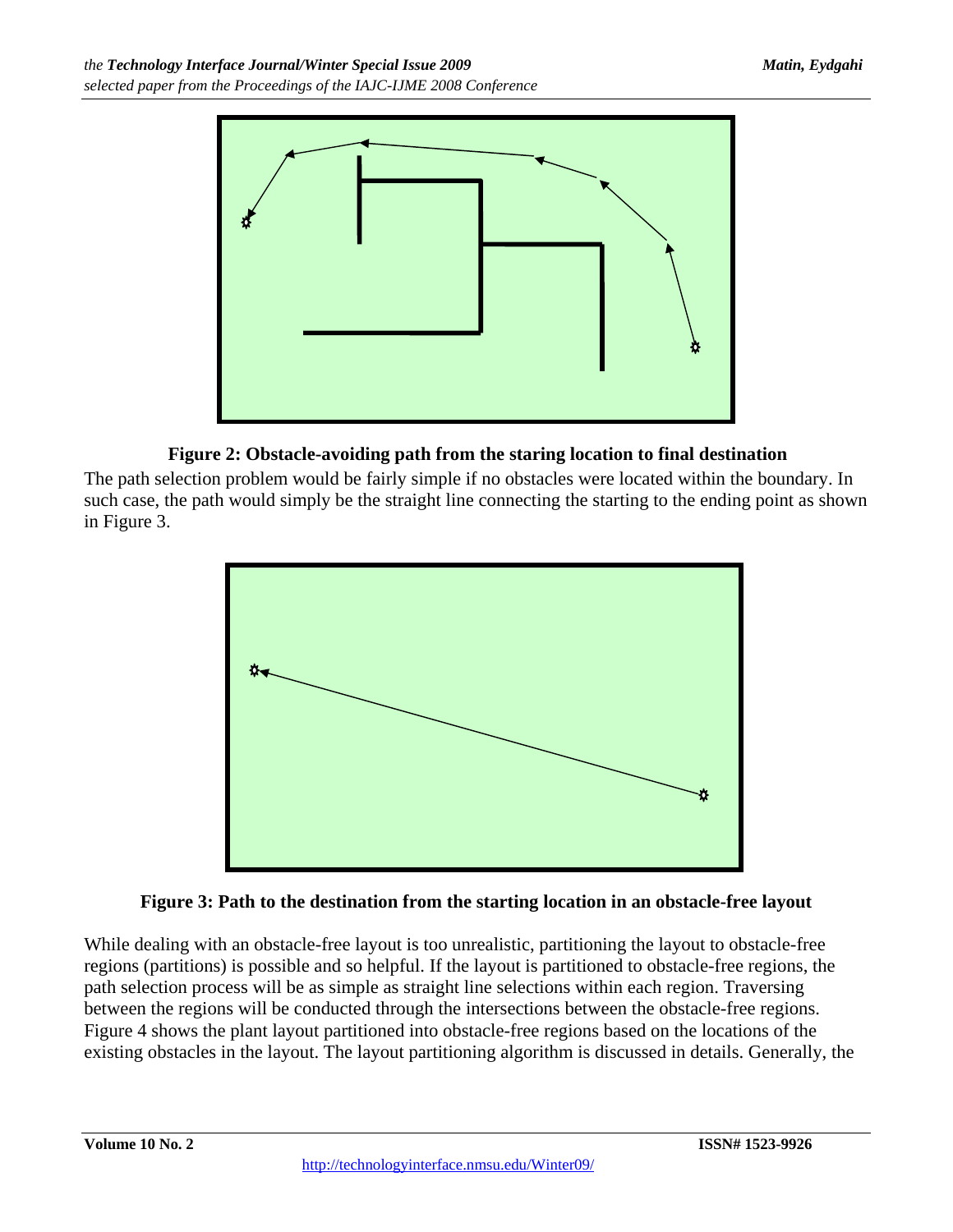**Figure 2: Obstacle-avoiding path from the staring location to final destination**

The path selection problem would be fairly simple if no obstacles were located within the boundary. In such case, the path would simply be the straight line connecting the starting to the ending point as shown in Figure 3.

**Figure 3: Path to the destination from the starting location in an obstacle-free layout**

While dealing with an obstacle-free layout is too unrealistic, partitioning the layout to obstacle-free regions (partitions) is possible and so helpful. If the layout is partitioned to obstacle-free regions, the path selection process will be as simple as straight line selections within each region. Traversing between the regions will be conducted through the intersections between the obstacle-free regions. Figure 4 shows the plant layout partitioned into obstacle-free regions based on the locations of the existing obstacles in the layout. The layout partitioning algorithm is discussed in details. Generally, the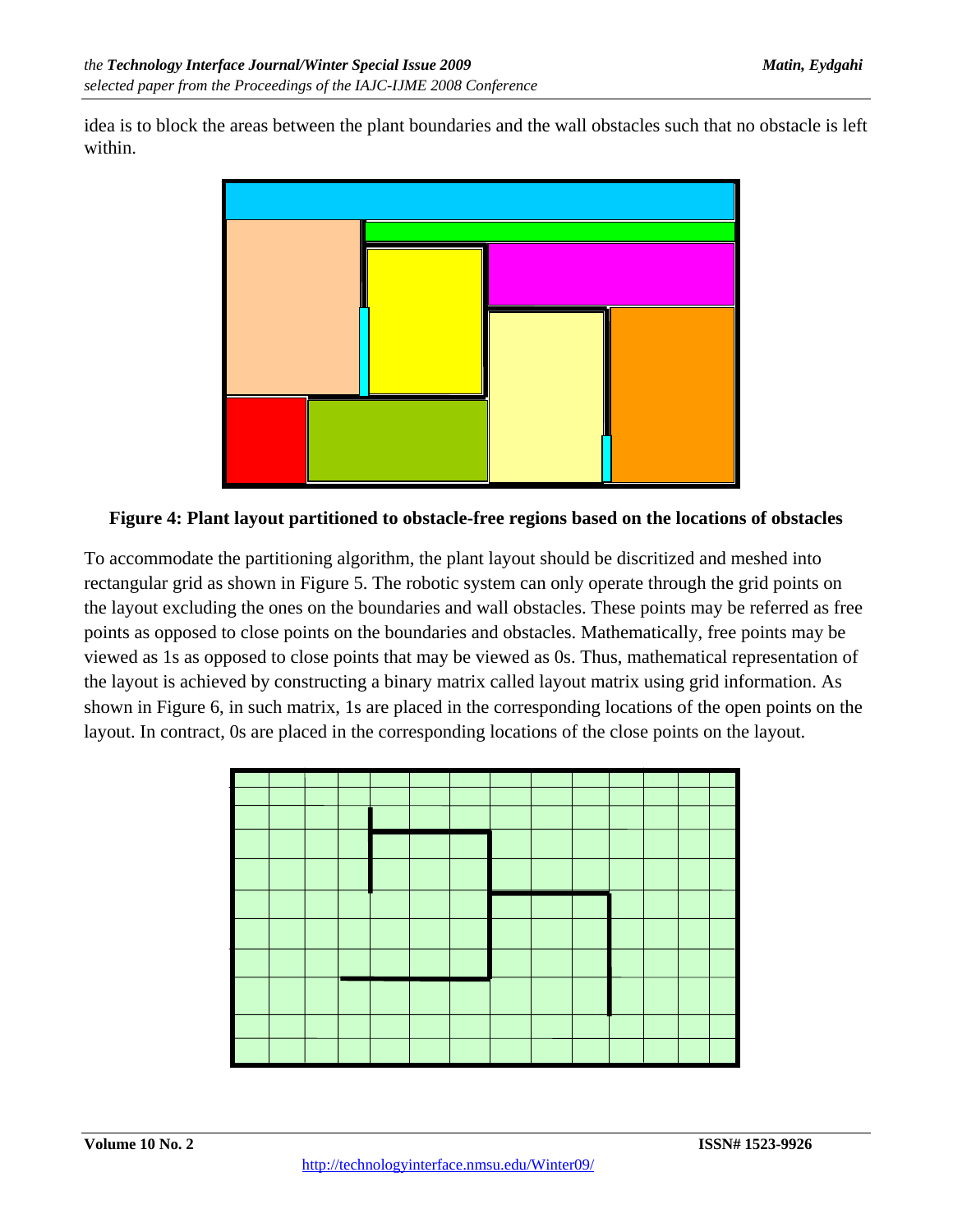idea is to block the areas between the plant boundaries and the wall obstacles such that no obstacle is left within.

**Figure 4: Plant layout partitioned to obstacle-free regions based on the locations of obstacles**

To accommodate the partitioning algorithm, the plant layout should be discritized and meshed into rectangular grid as shown in Figure 5. The robotic system can only operate through the grid points on the layout excluding the ones on the boundaries and wall obstacles. These points may be referred as free points as opposed to close points on the boundaries and obstacles. Mathematically, free points may be viewed as 1s as opposed to close points that may be viewed as 0s. Thus, mathematical representation of the layout is achieved by constructing a binary matrix called layout matrix using grid information. As shown in Figure 6, in such matrix, 1s are placed in the corresponding locations of the open points on the layout. In contract, 0s are placed in the corresponding locations of the close points on the layout.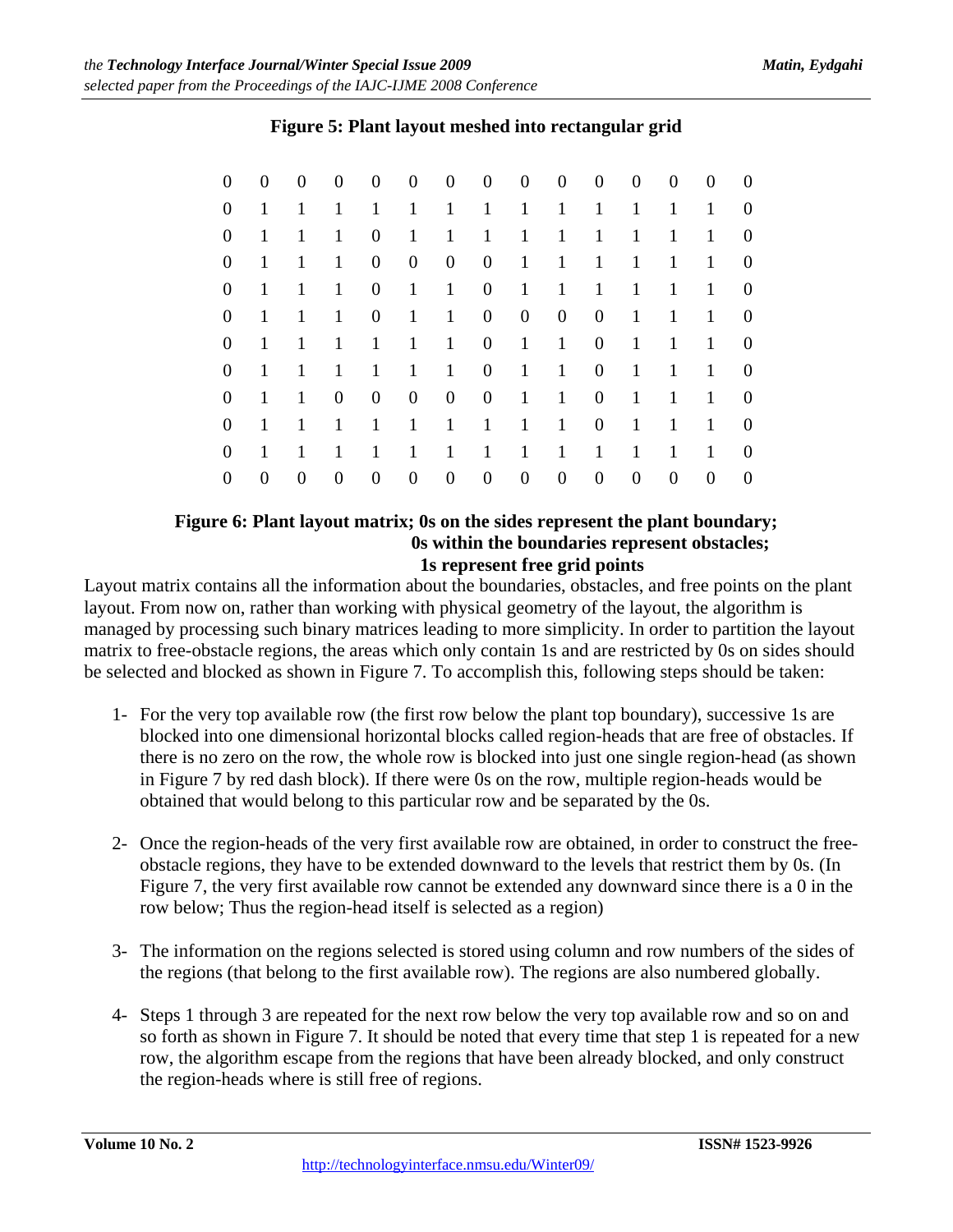**Figure 5: Plant layout meshed into rectangular grid**

| | | | | | | | | | | | | | | |
|---|---|---|---|---|---|---|---|---|---|---|---|---|---|---|
| 0 | 0 | 0 | 0 | 0 | 0 | 0 | 0 | 0 | 0 | 0 | 0 | 0 | 0 | 0 |
| 0 | 1 | 1 | 1 | 1 | 1 | 1 | 1 | 1 | 1 | 1 | 1 | 1 | 1 | 0 |
| 0 | 1 | 1 | 1 | 0 | 1 | 1 | 1 | 1 | 1 | 1 | 1 | 1 | 1 | 0 |
| 0 | 1 | 1 | 1 | 0 | 0 | 0 | 0 | 1 | 1 | 1 | 1 | 1 | 1 | 0 |
| 0 | 1 | 1 | 1 | 0 | 1 | 1 | 0 | 1 | 1 | 1 | 1 | 1 | 1 | 0 |
| 0 | 1 | 1 | 1 | 0 | 1 | 1 | 0 | 0 | 0 | 0 | 1 | 1 | 1 | 0 |
| 0 | 1 | 1 | 1 | 1 | 1 | 1 | 0 | 1 | 1 | 0 | 1 | 1 | 1 | 0 |
| 0 | 1 | 1 | 1 | 1 | 1 | 1 | 0 | 1 | 1 | 0 | 1 | 1 | 1 | 0 |
| 0 | 1 | 1 | 0 | 0 | 0 | 0 | 0 | 1 | 1 | 0 | 1 | 1 | 1 | 0 |
| 0 | 1 | 1 | 1 | 1 | 1 | 1 | 1 | 1 | 1 | 0 | 1 | 1 | 1 | 0 |
| 0 | 1 | 1 | 1 | 1 | 1 | 1 | 1 | 1 | 1 | 1 | 1 | 1 | 1 | 0 |
| 0 | 0 | 0 | 0 | 0 | 0 | 0 | 0 | 0 | 0 | 0 | 0 | 0 | 0 | 0 |

**Figure 6: Plant layout matrix; 0s on the sides represent the plant boundary; 0s within the boundaries represent obstacles; 1s represent free grid points**

Layout matrix contains all the information about the boundaries, obstacles, and free points on the plant layout. From now on, rather than working with physical geometry of the layout, the algorithm is managed by processing such binary matrices leading to more simplicity. In order to partition the layout matrix to free-obstacle regions, the areas which only contain 1s and are restricted by 0s on sides should be selected and blocked as shown in Figure 7. To accomplish this, following steps should be taken:

1- For the very top available row (the first row below the plant top boundary), successive 1s are blocked into one dimensional horizontal blocks called region-heads that are free of obstacles. If there is no zero on the row, the whole row is blocked into just one single region-head (as shown in Figure 7 by red dash block). If there were 0s on the row, multiple region-heads would be obtained that would belong to this particular row and be separated by the 0s.

2- Once the region-heads of the very first available row are obtained, in order to construct the free-obstacle regions, they have to be extended downward to the levels that restrict them by 0s. (In Figure 7, the very first available row cannot be extended any downward since there is a 0 in the row below; Thus the region-head itself is selected as a region)

3- The information on the regions selected is stored using column and row numbers of the sides of the regions (that belong to the first available row). The regions are also numbered globally.

4- Steps 1 through 3 are repeated for the next row below the very top available row and so on and so forth as shown in Figure 7. It should be noted that every time that step 1 is repeated for a new row, the algorithm escape from the regions that have been already blocked, and only construct the region-heads where is still free of regions.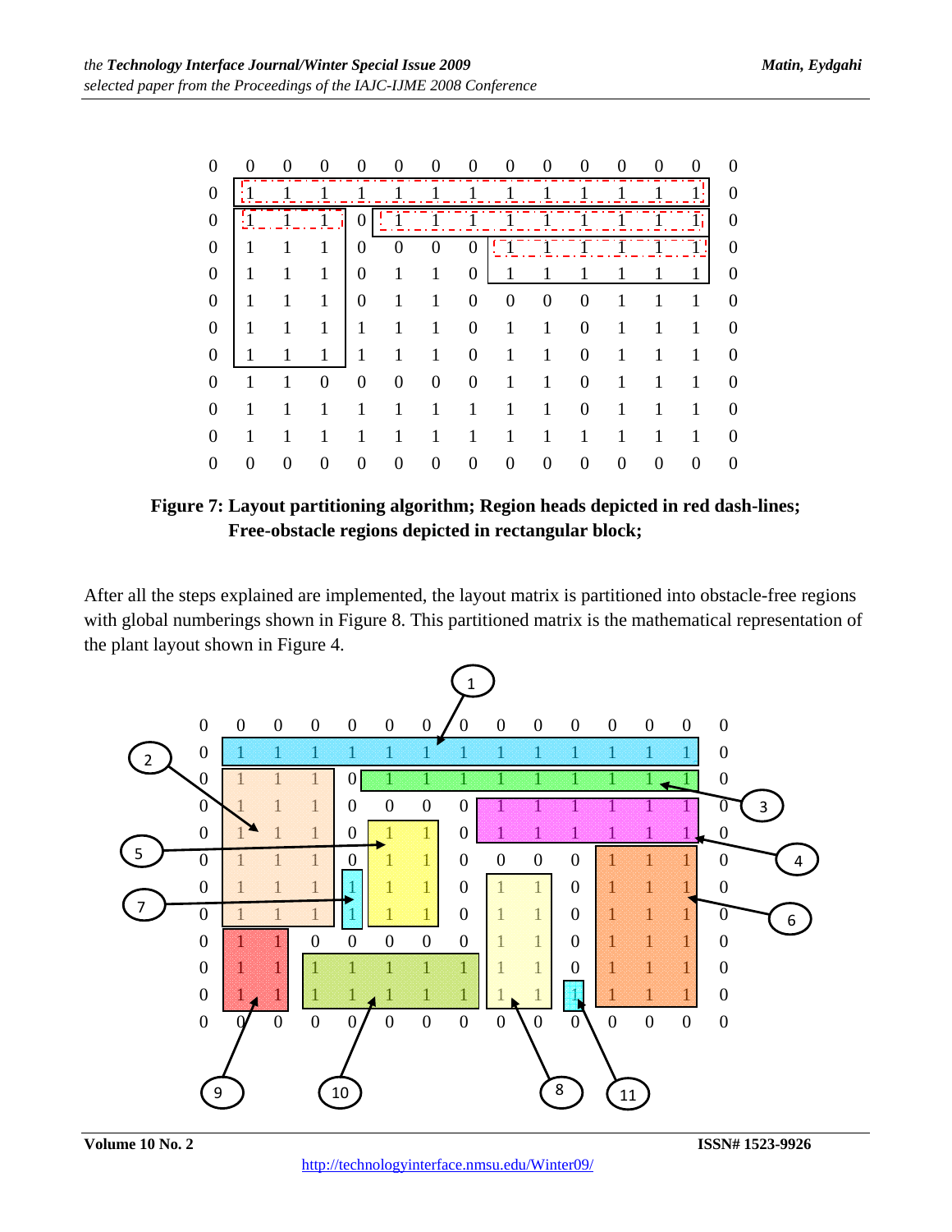```
0  0  0  0  0  0  0  0  0  0  0  0  0  0  0
0  1  1  1  1  1  1  1  1  1  1  1  1  1  0
0  1  1  1  0  1  1  1  1  1  1  1  1  1  0
0  1  1  1  0  0  0  0  1  1  1  1  1  1  0
0  1  1  1  0  1  1  0  1  1  1  1  1  1  0
0  1  1  1  0  1  1  0  0  0  0  1  1  1  0
0  1  1  1  1  1  1  0  1  1  0  1  1  1  0
0  1  1  1  1  1  1  0  1  1  0  1  1  1  0
0  1  1  0  0  0  0  0  1  1  0  1  1  1  0
0  1  1  1  1  1  1  1  1  1  0  1  1  1  0
0  1  1  1  1  1  1  1  1  1  1  1  1  1  0
0  0  0  0  0  0  0  0  0  0  0  0  0  0  0
```

**Figure 7: Layout partitioning algorithm; Region heads depicted in red dash-lines; Free-obstacle regions depicted in rectangular block;**

After all the steps explained are implemented, the layout matrix is partitioned into obstacle-free regions with global numberings shown in Figure 8. This partitioned matrix is the mathematical representation of the plant layout shown in Figure 4.

```
0  0  0  0  0  0  0  0  0  0  0  0  0  0  0
0  1  1  1  1  1  1  1  1  1  1  1  1  1  0
0  1  1  1  0  1  1  1  1  1  1  1  1  1  0
0  1  1  1  0  0  0  0  1  1  1  1  1  1  0
0  1  1  1  0  1  1  0  1  1  1  1  1  1  0
0  1  1  1  0  1  1  0  0  0  0  1  1  1  0
0  1  1  1  1  1  1  0  1  1  0  1  1  1  0
0  1  1  1  1  1  1  0  1  1  0  1  1  1  0
0  1  1  0  0  0  0  0  1  1  0  1  1  1  0
0  1  1  1  1  1  1  1  1  1  0  1  1  1  0
0  1  1  1  1  1  1  1  1  1  1  1  1  1  0
0  0  0  0  0  0  0  0  0  0  0  0  0  0  0
```

Region labels: 1, 2, 3, 4, 5, 6, 7, 8, 9, 10, 11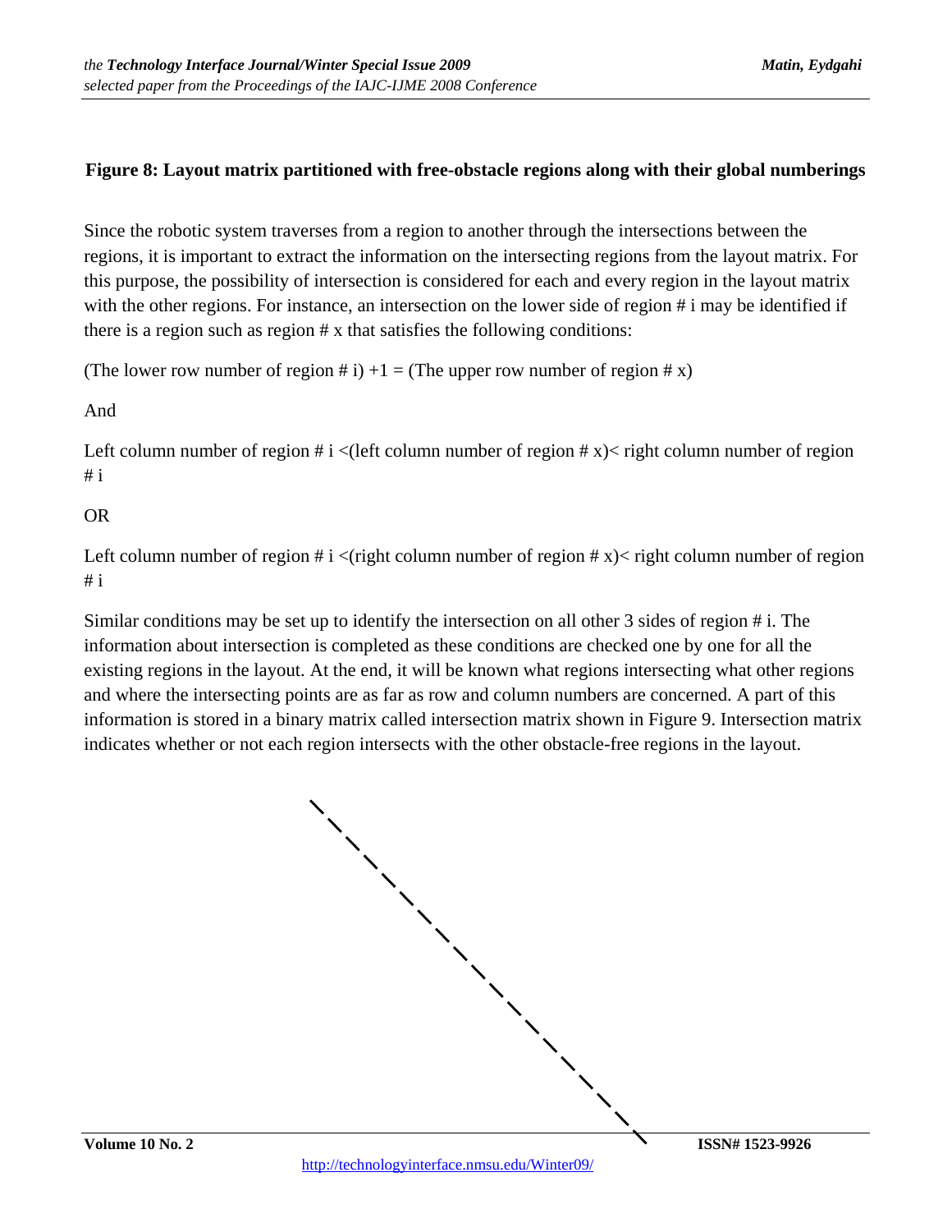**Figure 8: Layout matrix partitioned with free-obstacle regions along with their global numberings**

Since the robotic system traverses from a region to another through the intersections between the regions, it is important to extract the information on the intersecting regions from the layout matrix. For this purpose, the possibility of intersection is considered for each and every region in the layout matrix with the other regions. For instance, an intersection on the lower side of region # i may be identified if there is a region such as region # x that satisfies the following conditions:

(The lower row number of region # i) +1 = (The upper row number of region # x)

And

Left column number of region # i <(left column number of region # x)< right column number of region # i

OR

Left column number of region # i <(right column number of region # x)< right column number of region # i

Similar conditions may be set up to identify the intersection on all other 3 sides of region # i. The information about intersection is completed as these conditions are checked one by one for all the existing regions in the layout. At the end, it will be known what regions intersecting what other regions and where the intersecting points are as far as row and column numbers are concerned. A part of this information is stored in a binary matrix called intersection matrix shown in Figure 9. Intersection matrix indicates whether or not each region intersects with the other obstacle-free regions in the layout.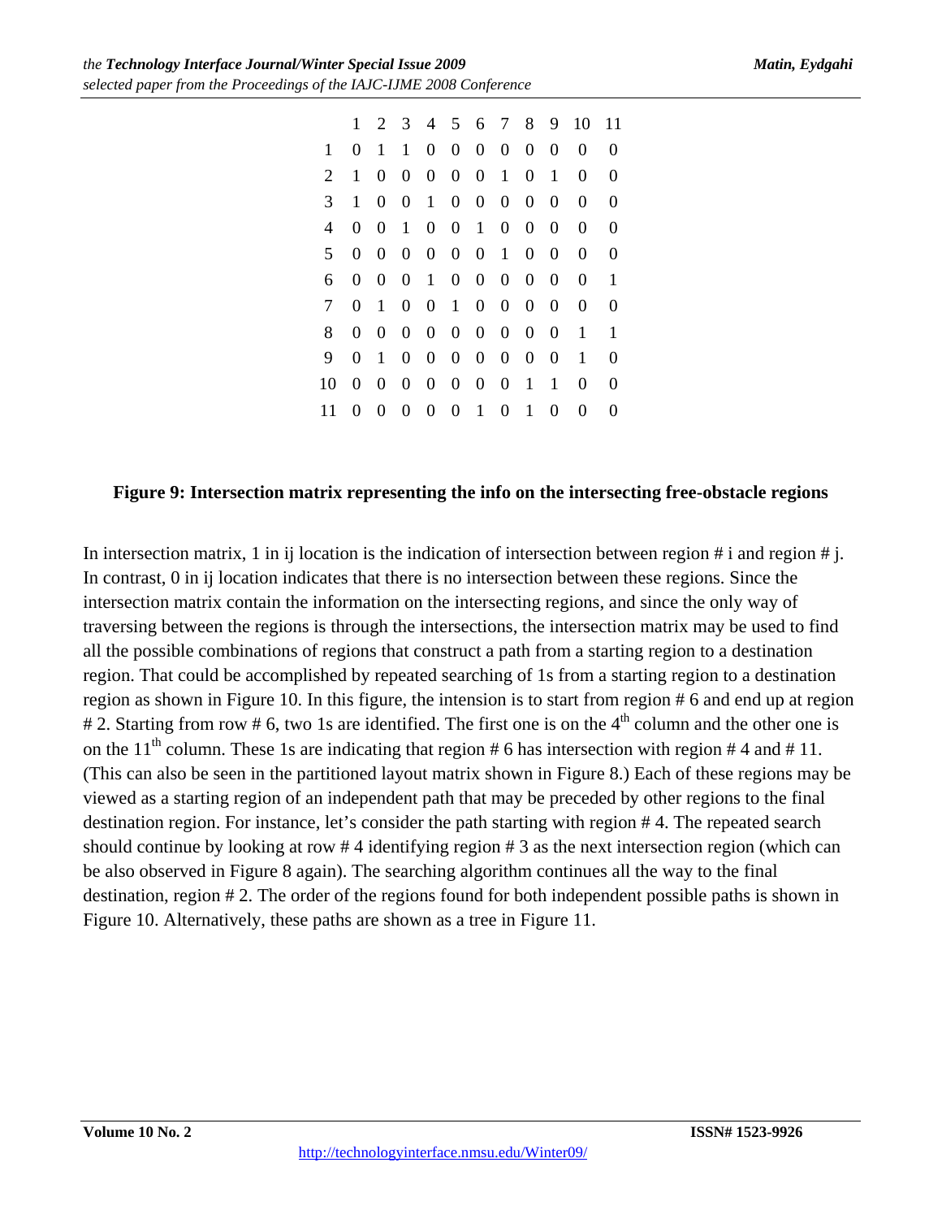| | 1 | 2 | 3 | 4 | 5 | 6 | 7 | 8 | 9 | 10 | 11 |
|---|---|---|---|---|---|---|---|---|---|---|---|
| 1 | 0 | 1 | 1 | 0 | 0 | 0 | 0 | 0 | 0 | 0 | 0 |
| 2 | 1 | 0 | 0 | 0 | 0 | 0 | 1 | 0 | 1 | 0 | 0 |
| 3 | 1 | 0 | 0 | 1 | 0 | 0 | 0 | 0 | 0 | 0 | 0 |
| 4 | 0 | 0 | 1 | 0 | 0 | 1 | 0 | 0 | 0 | 0 | 0 |
| 5 | 0 | 0 | 0 | 0 | 0 | 0 | 1 | 0 | 0 | 0 | 0 |
| 6 | 0 | 0 | 0 | 1 | 0 | 0 | 0 | 0 | 0 | 0 | 1 |
| 7 | 0 | 1 | 0 | 0 | 1 | 0 | 0 | 0 | 0 | 0 | 0 |
| 8 | 0 | 0 | 0 | 0 | 0 | 0 | 0 | 0 | 0 | 1 | 1 |
| 9 | 0 | 1 | 0 | 0 | 0 | 0 | 0 | 0 | 0 | 1 | 0 |
| 10 | 0 | 0 | 0 | 0 | 0 | 0 | 0 | 1 | 1 | 0 | 0 |
| 11 | 0 | 0 | 0 | 0 | 0 | 1 | 0 | 1 | 0 | 0 | 0 |

**Figure 9: Intersection matrix representing the info on the intersecting free-obstacle regions**

In intersection matrix, 1 in ij location is the indication of intersection between region # i and region # j. In contrast, 0 in ij location indicates that there is no intersection between these regions. Since the intersection matrix contain the information on the intersecting regions, and since the only way of traversing between the regions is through the intersections, the intersection matrix may be used to find all the possible combinations of regions that construct a path from a starting region to a destination region. That could be accomplished by repeated searching of 1s from a starting region to a destination region as shown in Figure 10. In this figure, the intension is to start from region # 6 and end up at region # 2. Starting from row # 6, two 1s are identified. The first one is on the 4th column and the other one is on the 11th column. These 1s are indicating that region # 6 has intersection with region # 4 and # 11. (This can also be seen in the partitioned layout matrix shown in Figure 8.) Each of these regions may be viewed as a starting region of an independent path that may be preceded by other regions to the final destination region. For instance, let's consider the path starting with region # 4. The repeated search should continue by looking at row # 4 identifying region # 3 as the next intersection region (which can be also observed in Figure 8 again). The searching algorithm continues all the way to the final destination, region # 2. The order of the regions found for both independent possible paths is shown in Figure 10. Alternatively, these paths are shown as a tree in Figure 11.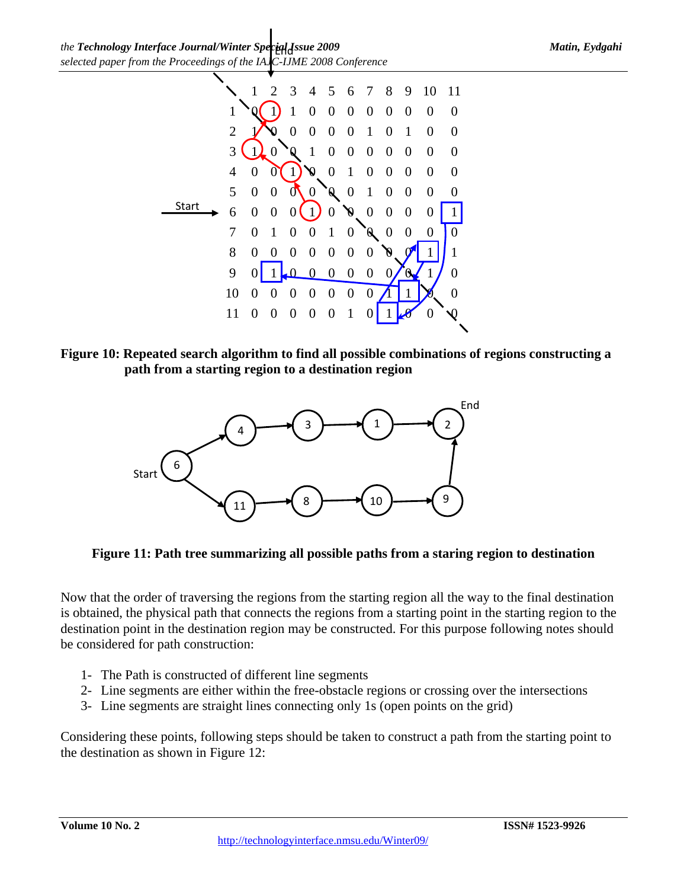|  | 1 | 2 | 3 | 4 | 5 | 6 | 7 | 8 | 9 | 10 | 11 |
|---|---|---|---|---|---|---|---|---|---|---|---|
| 1 | 0 | 1 | 1 | 0 | 0 | 0 | 0 | 0 | 0 | 0 | 0 |
| 2 | 1 | 0 | 0 | 0 | 0 | 0 | 1 | 0 | 1 | 0 | 0 |
| 3 | 1 | 0 | 0 | 1 | 0 | 0 | 0 | 0 | 0 | 0 | 0 |
| 4 | 0 | 0 | 1 | 0 | 0 | 1 | 0 | 0 | 0 | 0 | 0 |
| 5 | 0 | 0 | 0 | 0 | 0 | 0 | 1 | 0 | 0 | 0 | 0 |
| 6 | 0 | 0 | 0 | 1 | 0 | 0 | 0 | 0 | 0 | 0 | 1 |
| 7 | 0 | 1 | 0 | 0 | 1 | 0 | 0 | 0 | 0 | 0 | 0 |
| 8 | 0 | 0 | 0 | 0 | 0 | 0 | 0 | 0 | 0 | 1 | 1 |
| 9 | 0 | 1 | 0 | 0 | 0 | 0 | 0 | 0 | 0 | 1 | 0 |
| 10 | 0 | 0 | 0 | 0 | 0 | 0 | 0 | 1 | 1 | 0 | 0 |
| 11 | 0 | 0 | 0 | 0 | 0 | 1 | 0 | 1 | 0 | 0 | 0 |

**Figure 10: Repeated search algorithm to find all possible combinations of regions constructing a path from a starting region to a destination region**

**Figure 11: Path tree summarizing all possible paths from a staring region to destination**

Now that the order of traversing the regions from the starting region all the way to the final destination is obtained, the physical path that connects the regions from a starting point in the starting region to the destination point in the destination region may be constructed. For this purpose following notes should be considered for path construction:

1- The Path is constructed of different line segments
2- Line segments are either within the free-obstacle regions or crossing over the intersections
3- Line segments are straight lines connecting only 1s (open points on the grid)

Considering these points, following steps should be taken to construct a path from the starting point to the destination as shown in Figure 12: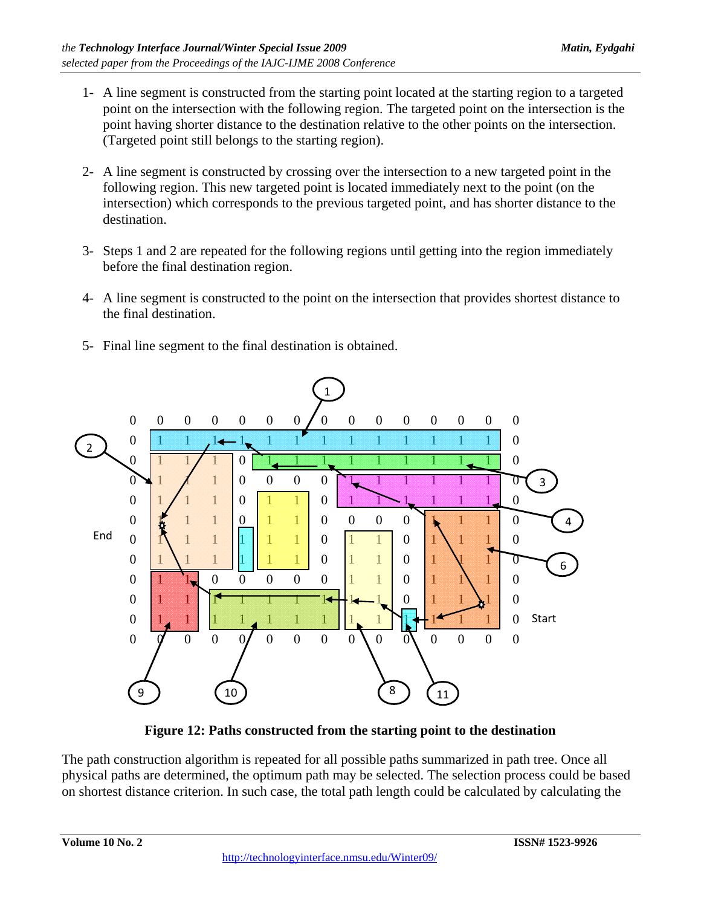1- A line segment is constructed from the starting point located at the starting region to a targeted point on the intersection with the following region. The targeted point on the intersection is the point having shorter distance to the destination relative to the other points on the intersection. (Targeted point still belongs to the starting region).

2- A line segment is constructed by crossing over the intersection to a new targeted point in the following region. This new targeted point is located immediately next to the point (on the intersection) which corresponds to the previous targeted point, and has shorter distance to the destination.

3- Steps 1 and 2 are repeated for the following regions until getting into the region immediately before the final destination region.

4- A line segment is constructed to the point on the intersection that provides shortest distance to the final destination.

5- Final line segment to the final destination is obtained.

**Figure 12: Paths constructed from the starting point to the destination**

The path construction algorithm is repeated for all possible paths summarized in path tree. Once all physical paths are determined, the optimum path may be selected. The selection process could be based on shortest distance criterion. In such case, the total path length could be calculated by calculating the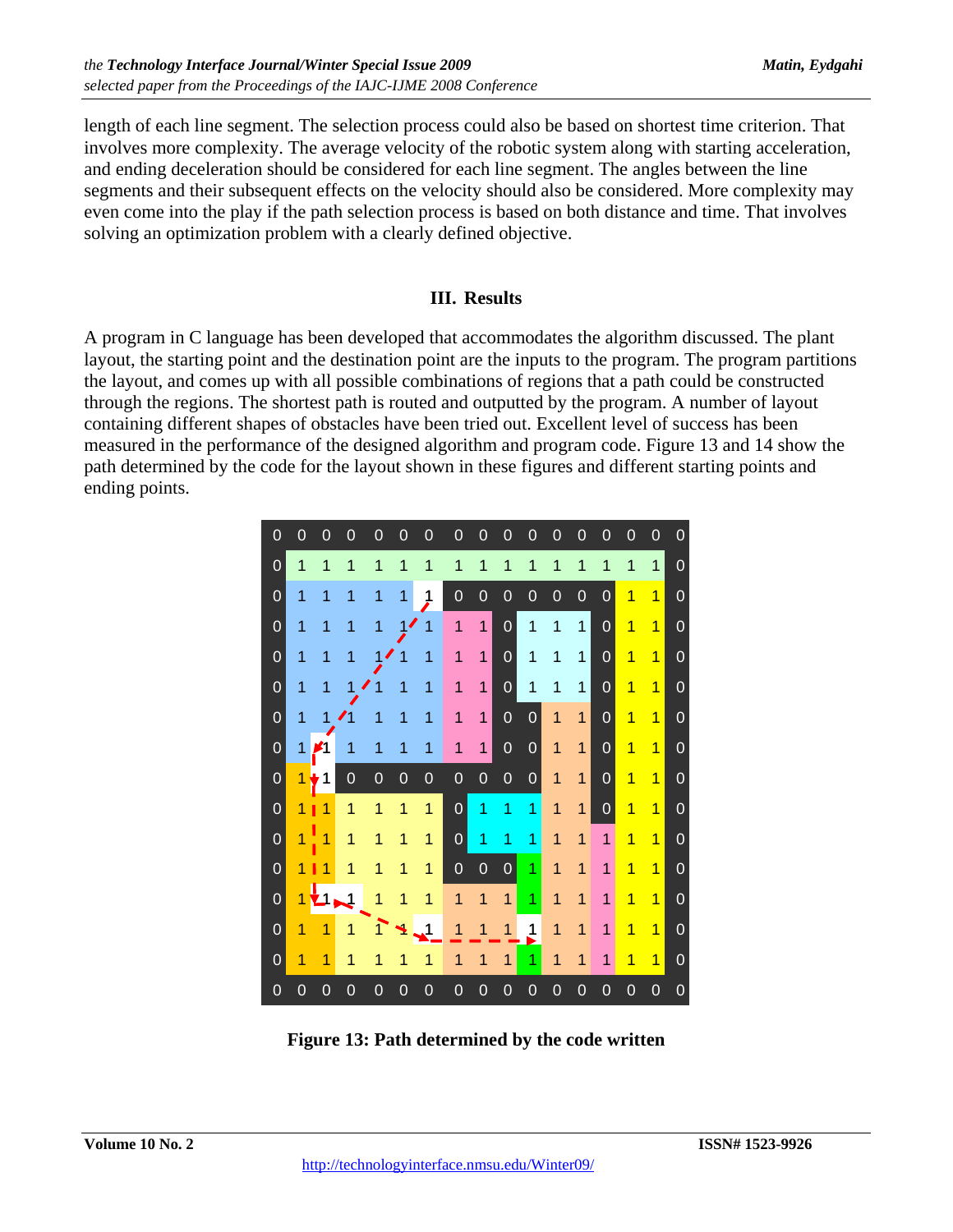length of each line segment. The selection process could also be based on shortest time criterion. That involves more complexity. The average velocity of the robotic system along with starting acceleration, and ending deceleration should be considered for each line segment. The angles between the line segments and their subsequent effects on the velocity should also be considered. More complexity may even come into the play if the path selection process is based on both distance and time. That involves solving an optimization problem with a clearly defined objective.

## III. Results

A program in C language has been developed that accommodates the algorithm discussed. The plant layout, the starting point and the destination point are the inputs to the program. The program partitions the layout, and comes up with all possible combinations of regions that a path could be constructed through the regions. The shortest path is routed and outputted by the program. A number of layout containing different shapes of obstacles have been tried out. Excellent level of success has been measured in the performance of the designed algorithm and program code. Figure 13 and 14 show the path determined by the code for the layout shown in these figures and different starting points and ending points.

| 0 | 0 | 0 | 0 | 0 | 0 | 0 | 0 | 0 | 0 | 0 | 0 | 0 | 0 | 0 | 0 | 0 |
|---|---|---|---|---|---|---|---|---|---|---|---|---|---|---|---|---|
| 0 | 1 | 1 | 1 | 1 | 1 | 1 | 1 | 1 | 1 | 1 | 1 | 1 | 1 | 1 | 1 | 0 |
| 0 | 1 | 1 | 1 | 1 | 1 | 1 | 0 | 0 | 0 | 0 | 0 | 0 | 0 | 1 | 1 | 0 |
| 0 | 1 | 1 | 1 | 1 | 1 | 1 | 1 | 1 | 0 | 1 | 1 | 1 | 0 | 1 | 1 | 0 |
| 0 | 1 | 1 | 1 | 1 | 1 | 1 | 1 | 1 | 0 | 1 | 1 | 1 | 0 | 1 | 1 | 0 |
| 0 | 1 | 1 | 1 | 1 | 1 | 1 | 1 | 1 | 0 | 1 | 1 | 1 | 0 | 1 | 1 | 0 |
| 0 | 1 | 1 | 1 | 1 | 1 | 1 | 1 | 1 | 0 | 0 | 1 | 1 | 0 | 1 | 1 | 0 |
| 0 | 1 | 1 | 1 | 1 | 1 | 1 | 1 | 1 | 0 | 0 | 1 | 1 | 0 | 1 | 1 | 0 |
| 0 | 1 | 1 | 0 | 0 | 0 | 0 | 0 | 0 | 0 | 0 | 1 | 1 | 0 | 1 | 1 | 0 |
| 0 | 1 | 1 | 1 | 1 | 1 | 1 | 0 | 1 | 1 | 1 | 1 | 1 | 0 | 1 | 1 | 0 |
| 0 | 1 | 1 | 1 | 1 | 1 | 1 | 0 | 1 | 1 | 1 | 1 | 1 | 1 | 1 | 1 | 0 |
| 0 | 1 | 1 | 1 | 1 | 1 | 1 | 0 | 0 | 0 | 1 | 1 | 1 | 1 | 1 | 1 | 0 |
| 0 | 1 | 1 | 1 | 1 | 1 | 1 | 1 | 1 | 1 | 1 | 1 | 1 | 1 | 1 | 1 | 0 |
| 0 | 1 | 1 | 1 | 1 | 1 | 1 | 1 | 1 | 1 | 1 | 1 | 1 | 1 | 1 | 1 | 0 |
| 0 | 1 | 1 | 1 | 1 | 1 | 1 | 1 | 1 | 1 | 1 | 1 | 1 | 1 | 1 | 1 | 0 |
| 0 | 0 | 0 | 0 | 0 | 0 | 0 | 0 | 0 | 0 | 0 | 0 | 0 | 0 | 0 | 0 | 0 |

**Figure 13: Path determined by the code written**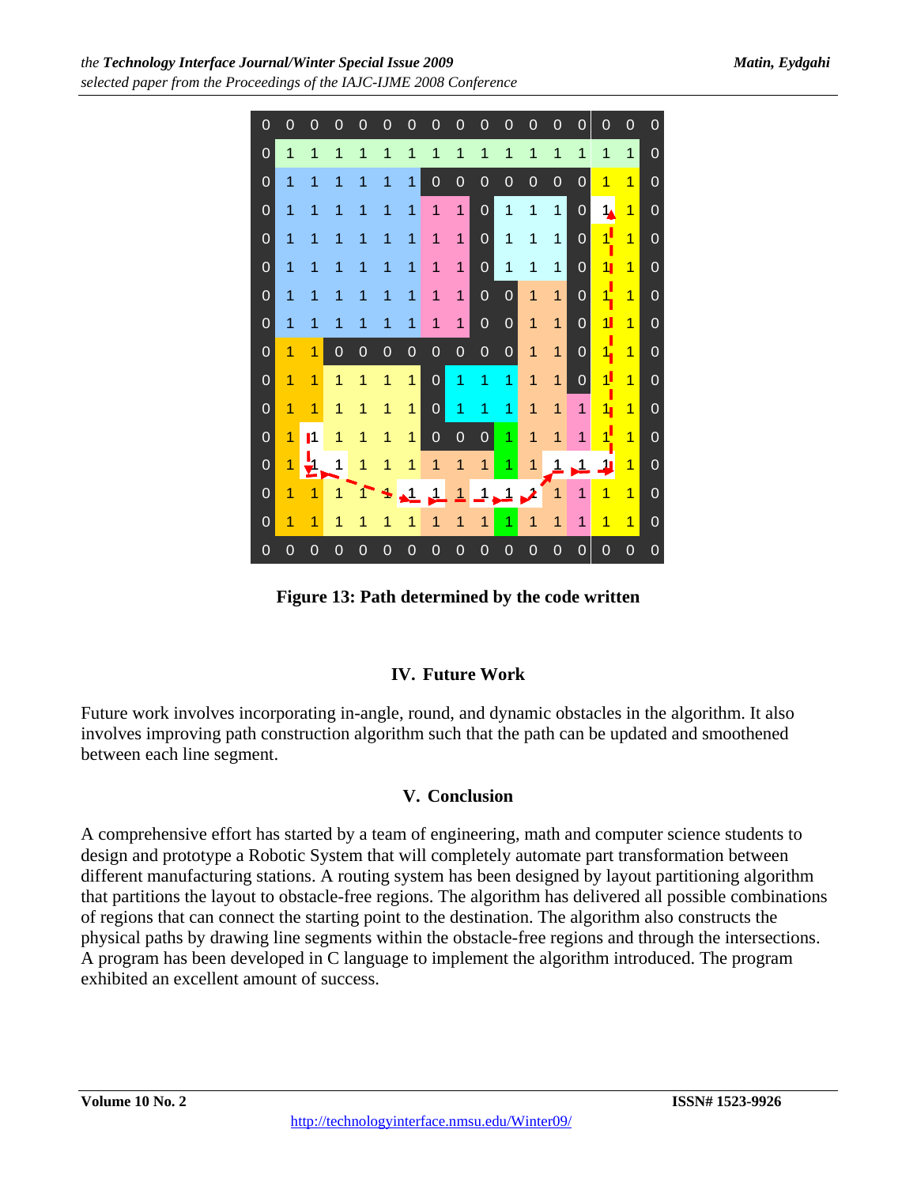| 0 | 0 | 0 | 0 | 0 | 0 | 0 | 0 | 0 | 0 | 0 | 0 | 0 | 0 | 0 | 0 | 0 |
|---|---|---|---|---|---|---|---|---|---|---|---|---|---|---|---|---|
| 0 | 1 | 1 | 1 | 1 | 1 | 1 | 1 | 1 | 1 | 1 | 1 | 1 | 1 | 1 | 1 | 0 |
| 0 | 1 | 1 | 1 | 1 | 1 | 1 | 0 | 0 | 0 | 0 | 0 | 0 | 0 | 1 | 1 | 0 |
| 0 | 1 | 1 | 1 | 1 | 1 | 1 | 1 | 1 | 0 | 1 | 1 | 1 | 0 | 1 | 1 | 0 |
| 0 | 1 | 1 | 1 | 1 | 1 | 1 | 1 | 1 | 0 | 1 | 1 | 1 | 0 | 1 | 1 | 0 |
| 0 | 1 | 1 | 1 | 1 | 1 | 1 | 1 | 1 | 0 | 1 | 1 | 1 | 0 | 1 | 1 | 0 |
| 0 | 1 | 1 | 1 | 1 | 1 | 1 | 1 | 1 | 0 | 0 | 1 | 1 | 0 | 1 | 1 | 0 |
| 0 | 1 | 1 | 1 | 1 | 1 | 1 | 1 | 1 | 0 | 0 | 1 | 1 | 0 | 1 | 1 | 0 |
| 0 | 1 | 1 | 0 | 0 | 0 | 0 | 0 | 0 | 0 | 0 | 1 | 1 | 0 | 1 | 1 | 0 |
| 0 | 1 | 1 | 1 | 1 | 1 | 1 | 0 | 1 | 1 | 1 | 1 | 1 | 0 | 1 | 1 | 0 |
| 0 | 1 | 1 | 1 | 1 | 1 | 1 | 0 | 1 | 1 | 1 | 1 | 1 | 1 | 1 | 1 | 0 |
| 0 | 1 | 1 | 1 | 1 | 1 | 1 | 0 | 0 | 0 | 1 | 1 | 1 | 1 | 1 | 1 | 0 |
| 0 | 1 | 1 | 1 | 1 | 1 | 1 | 1 | 1 | 1 | 1 | 1 | 1 | 1 | 1 | 1 | 0 |
| 0 | 1 | 1 | 1 | 1 | 1 | 1 | 1 | 1 | 1 | 1 | 1 | 1 | 1 | 1 | 1 | 0 |
| 0 | 1 | 1 | 1 | 1 | 1 | 1 | 1 | 1 | 1 | 1 | 1 | 1 | 1 | 1 | 1 | 0 |
| 0 | 0 | 0 | 0 | 0 | 0 | 0 | 0 | 0 | 0 | 0 | 0 | 0 | 0 | 0 | 0 | 0 |

**Figure 13: Path determined by the code written**

## IV. Future Work

Future work involves incorporating in-angle, round, and dynamic obstacles in the algorithm. It also involves improving path construction algorithm such that the path can be updated and smoothened between each line segment.

## V. Conclusion

A comprehensive effort has started by a team of engineering, math and computer science students to design and prototype a Robotic System that will completely automate part transformation between different manufacturing stations. A routing system has been designed by layout partitioning algorithm that partitions the layout to obstacle-free regions. The algorithm has delivered all possible combinations of regions that can connect the starting point to the destination. The algorithm also constructs the physical paths by drawing line segments within the obstacle-free regions and through the intersections. A program has been developed in C language to implement the algorithm introduced. The program exhibited an excellent amount of success.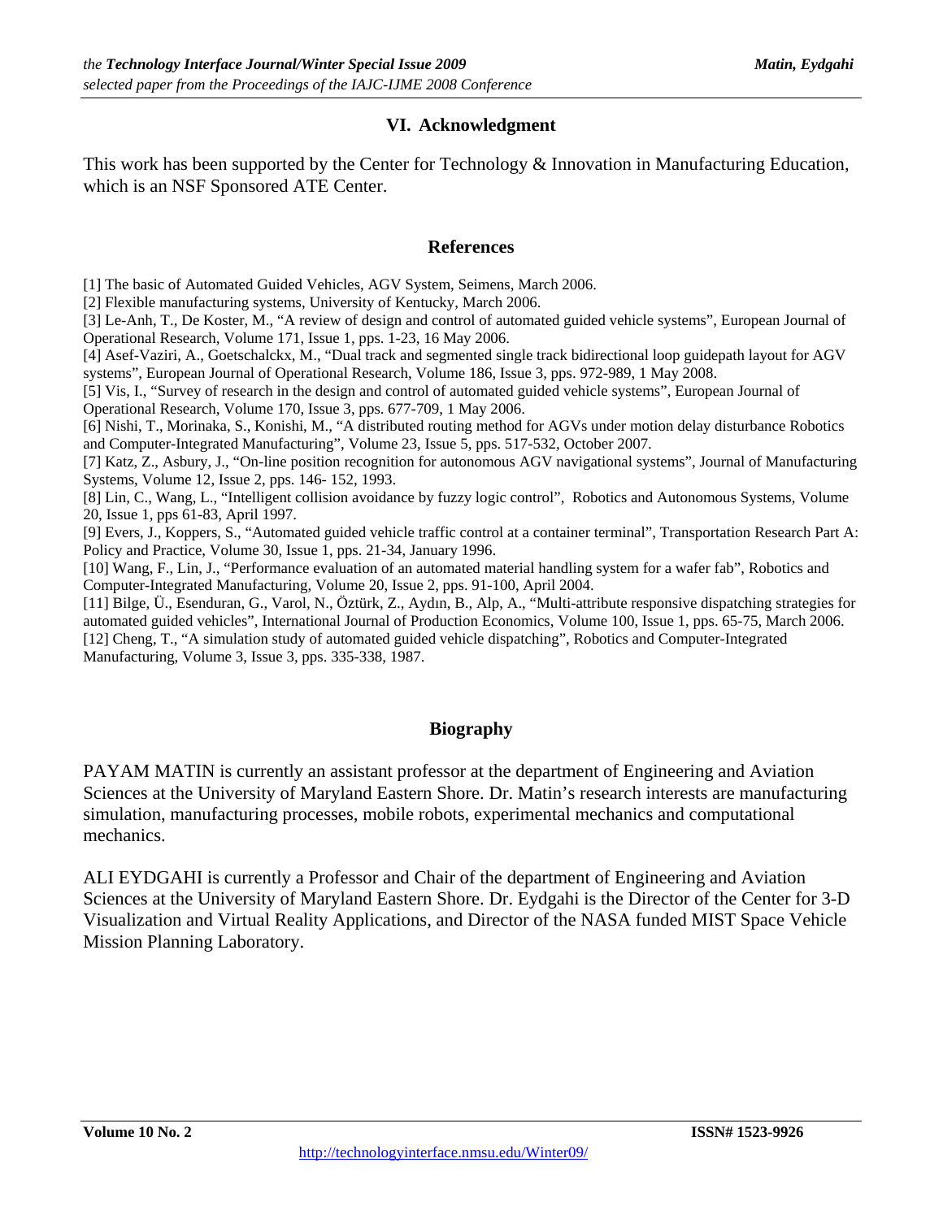## VI. Acknowledgment

This work has been supported by the Center for Technology & Innovation in Manufacturing Education, which is an NSF Sponsored ATE Center.

## References

[1] The basic of Automated Guided Vehicles, AGV System, Seimens, March 2006.
[2] Flexible manufacturing systems, University of Kentucky, March 2006.
[3] Le-Anh, T., De Koster, M., "A review of design and control of automated guided vehicle systems", European Journal of Operational Research, Volume 171, Issue 1, pps. 1-23, 16 May 2006.
[4] Asef-Vaziri, A., Goetschalckx, M., "Dual track and segmented single track bidirectional loop guidepath layout for AGV systems", European Journal of Operational Research, Volume 186, Issue 3, pps. 972-989, 1 May 2008.
[5] Vis, I., "Survey of research in the design and control of automated guided vehicle systems", European Journal of Operational Research, Volume 170, Issue 3, pps. 677-709, 1 May 2006.
[6] Nishi, T., Morinaka, S., Konishi, M., "A distributed routing method for AGVs under motion delay disturbance Robotics and Computer-Integrated Manufacturing", Volume 23, Issue 5, pps. 517-532, October 2007.
[7] Katz, Z., Asbury, J., "On-line position recognition for autonomous AGV navigational systems", Journal of Manufacturing Systems, Volume 12, Issue 2, pps. 146- 152, 1993.
[8] Lin, C., Wang, L., "Intelligent collision avoidance by fuzzy logic control", Robotics and Autonomous Systems, Volume 20, Issue 1, pps 61-83, April 1997.
[9] Evers, J., Koppers, S., "Automated guided vehicle traffic control at a container terminal", Transportation Research Part A: Policy and Practice, Volume 30, Issue 1, pps. 21-34, January 1996.
[10] Wang, F., Lin, J., "Performance evaluation of an automated material handling system for a wafer fab", Robotics and Computer-Integrated Manufacturing, Volume 20, Issue 2, pps. 91-100, April 2004.
[11] Bilge, Ü., Esenduran, G., Varol, N., Öztürk, Z., Aydın, B., Alp, A., "Multi-attribute responsive dispatching strategies for automated guided vehicles", International Journal of Production Economics, Volume 100, Issue 1, pps. 65-75, March 2006.
[12] Cheng, T., "A simulation study of automated guided vehicle dispatching", Robotics and Computer-Integrated Manufacturing, Volume 3, Issue 3, pps. 335-338, 1987.

## Biography

PAYAM MATIN is currently an assistant professor at the department of Engineering and Aviation Sciences at the University of Maryland Eastern Shore. Dr. Matin's research interests are manufacturing simulation, manufacturing processes, mobile robots, experimental mechanics and computational mechanics.

ALI EYDGAHI is currently a Professor and Chair of the department of Engineering and Aviation Sciences at the University of Maryland Eastern Shore. Dr. Eydgahi is the Director of the Center for 3-D Visualization and Virtual Reality Applications, and Director of the NASA funded MIST Space Vehicle Mission Planning Laboratory.